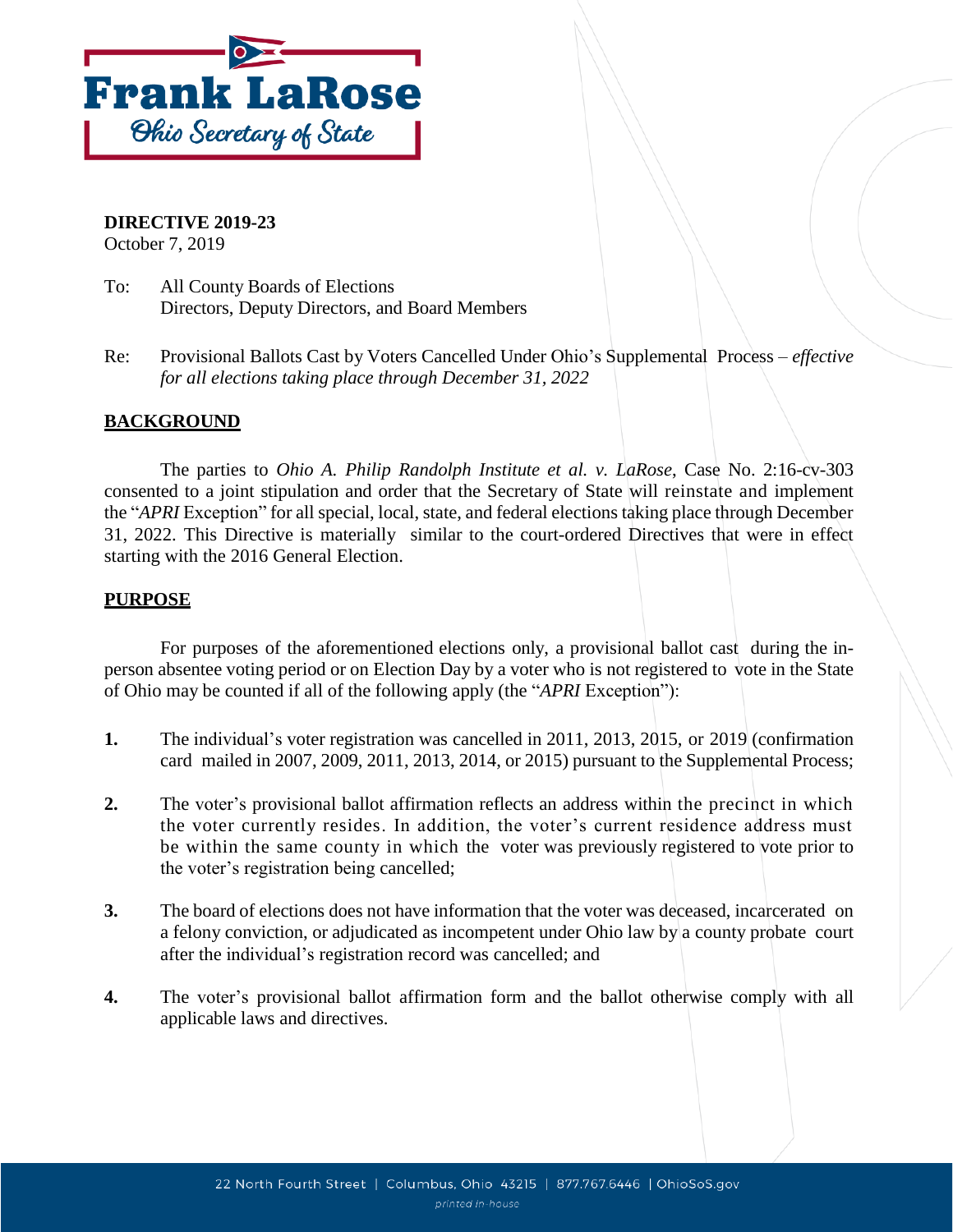Frank LaRose

Ohio Secretary of State

**DIRECTIVE 2019-23**
October 7, 2019

To: All County Boards of Elections
Directors, Deputy Directors, and Board Members

Re: Provisional Ballots Cast by Voters Cancelled Under Ohio's Supplemental Process – *effective for all elections taking place through December 31, 2022*

## BACKGROUND

The parties to *Ohio A. Philip Randolph Institute et al. v. LaRose*, Case No. 2:16-cv-303 consented to a joint stipulation and order that the Secretary of State will reinstate and implement the "*APRI* Exception" for all special, local, state, and federal elections taking place through December 31, 2022. This Directive is materially similar to the court-ordered Directives that were in effect starting with the 2016 General Election.

## PURPOSE

For purposes of the aforementioned elections only, a provisional ballot cast during the in-person absentee voting period or on Election Day by a voter who is not registered to vote in the State of Ohio may be counted if all of the following apply (the "*APRI* Exception"):

**1.** The individual's voter registration was cancelled in 2011, 2013, 2015, or 2019 (confirmation card mailed in 2007, 2009, 2011, 2013, 2014, or 2015) pursuant to the Supplemental Process;

**2.** The voter's provisional ballot affirmation reflects an address within the precinct in which the voter currently resides. In addition, the voter's current residence address must be within the same county in which the voter was previously registered to vote prior to the voter's registration being cancelled;

**3.** The board of elections does not have information that the voter was deceased, incarcerated on a felony conviction, or adjudicated as incompetent under Ohio law by a county probate court after the individual's registration record was cancelled; and

**4.** The voter's provisional ballot affirmation form and the ballot otherwise comply with all applicable laws and directives.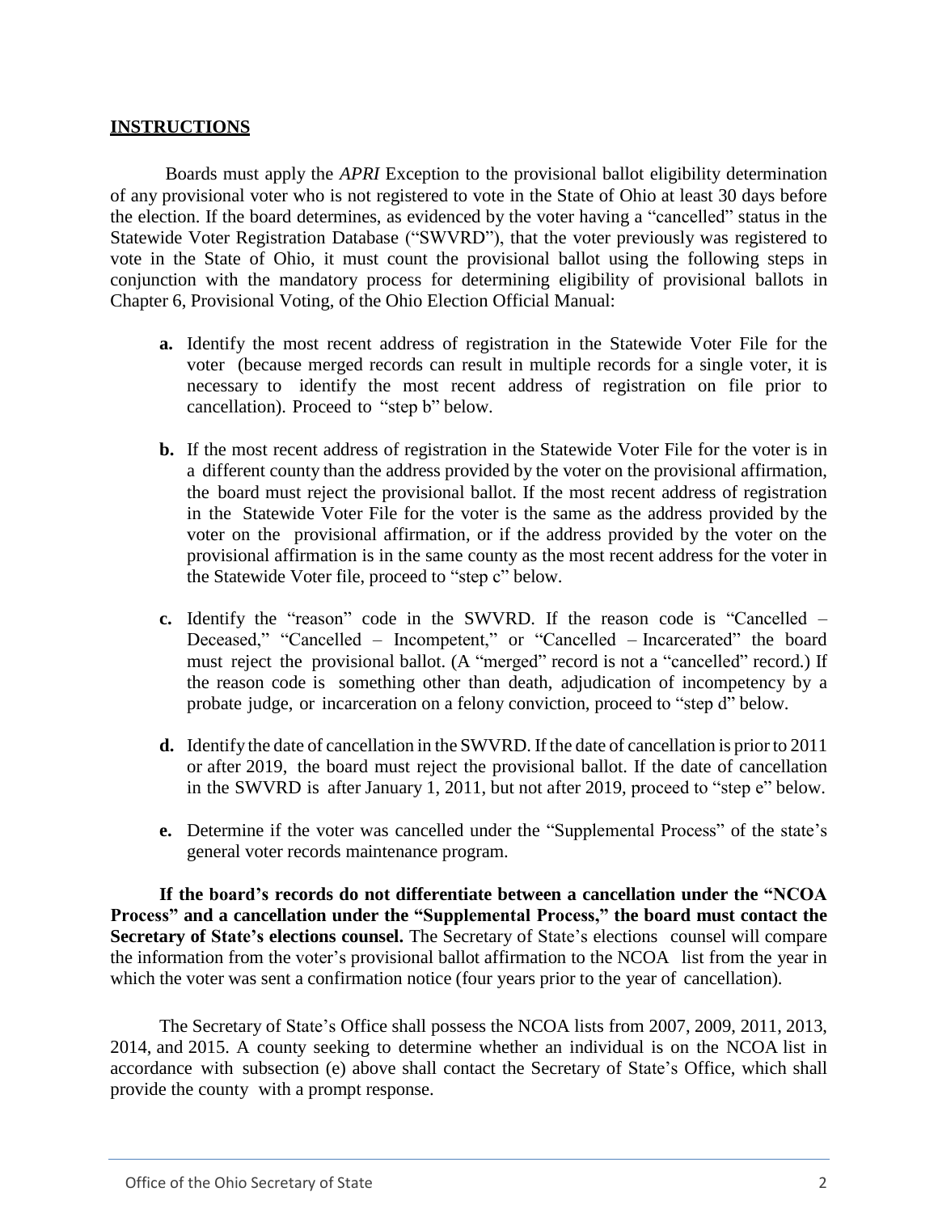## INSTRUCTIONS

Boards must apply the *APRI* Exception to the provisional ballot eligibility determination of any provisional voter who is not registered to vote in the State of Ohio at least 30 days before the election. If the board determines, as evidenced by the voter having a "cancelled" status in the Statewide Voter Registration Database ("SWVRD"), that the voter previously was registered to vote in the State of Ohio, it must count the provisional ballot using the following steps in conjunction with the mandatory process for determining eligibility of provisional ballots in Chapter 6, Provisional Voting, of the Ohio Election Official Manual:

**a.** Identify the most recent address of registration in the Statewide Voter File for the voter (because merged records can result in multiple records for a single voter, it is necessary to identify the most recent address of registration on file prior to cancellation). Proceed to "step b" below.

**b.** If the most recent address of registration in the Statewide Voter File for the voter is in a different county than the address provided by the voter on the provisional affirmation, the board must reject the provisional ballot. If the most recent address of registration in the Statewide Voter File for the voter is the same as the address provided by the voter on the provisional affirmation, or if the address provided by the voter on the provisional affirmation is in the same county as the most recent address for the voter in the Statewide Voter file, proceed to "step c" below.

**c.** Identify the "reason" code in the SWVRD. If the reason code is "Cancelled – Deceased," "Cancelled – Incompetent," or "Cancelled – Incarcerated" the board must reject the provisional ballot. (A "merged" record is not a "cancelled" record.) If the reason code is something other than death, adjudication of incompetency by a probate judge, or incarceration on a felony conviction, proceed to "step d" below.

**d.** Identify the date of cancellation in the SWVRD. If the date of cancellation is prior to 2011 or after 2019, the board must reject the provisional ballot. If the date of cancellation in the SWVRD is after January 1, 2011, but not after 2019, proceed to "step e" below.

**e.** Determine if the voter was cancelled under the "Supplemental Process" of the state's general voter records maintenance program.

**If the board's records do not differentiate between a cancellation under the "NCOA Process" and a cancellation under the "Supplemental Process," the board must contact the Secretary of State's elections counsel.** The Secretary of State's elections counsel will compare the information from the voter's provisional ballot affirmation to the NCOA list from the year in which the voter was sent a confirmation notice (four years prior to the year of cancellation).

The Secretary of State's Office shall possess the NCOA lists from 2007, 2009, 2011, 2013, 2014, and 2015. A county seeking to determine whether an individual is on the NCOA list in accordance with subsection (e) above shall contact the Secretary of State's Office, which shall provide the county with a prompt response.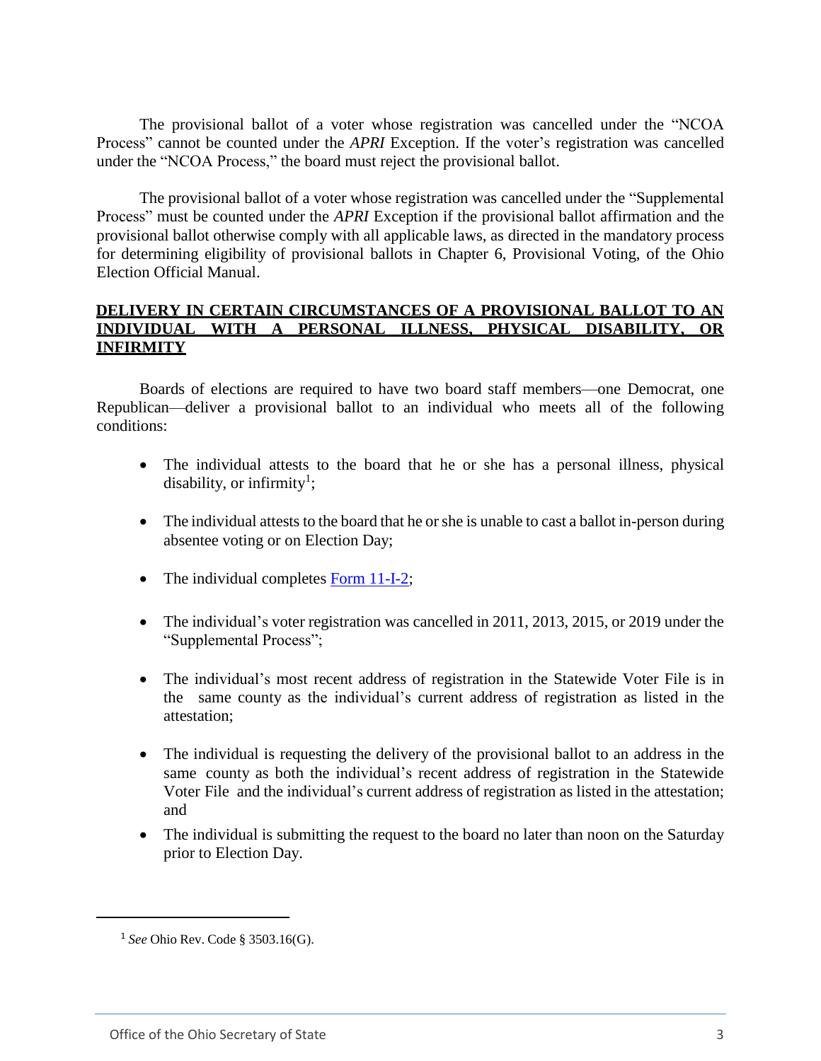The provisional ballot of a voter whose registration was cancelled under the "NCOA Process" cannot be counted under the *APRI* Exception. If the voter's registration was cancelled under the "NCOA Process," the board must reject the provisional ballot.

The provisional ballot of a voter whose registration was cancelled under the "Supplemental Process" must be counted under the *APRI* Exception if the provisional ballot affirmation and the provisional ballot otherwise comply with all applicable laws, as directed in the mandatory process for determining eligibility of provisional ballots in Chapter 6, Provisional Voting, of the Ohio Election Official Manual.

## DELIVERY IN CERTAIN CIRCUMSTANCES OF A PROVISIONAL BALLOT TO AN INDIVIDUAL WITH A PERSONAL ILLNESS, PHYSICAL DISABILITY, OR INFIRMITY

Boards of elections are required to have two board staff members—one Democrat, one Republican—deliver a provisional ballot to an individual who meets all of the following conditions:

- The individual attests to the board that he or she has a personal illness, physical disability, or infirmity[1];
- The individual attests to the board that he or she is unable to cast a ballot in-person during absentee voting or on Election Day;
- The individual completes Form 11-I-2;
- The individual's voter registration was cancelled in 2011, 2013, 2015, or 2019 under the "Supplemental Process";
- The individual's most recent address of registration in the Statewide Voter File is in the same county as the individual's current address of registration as listed in the attestation;
- The individual is requesting the delivery of the provisional ballot to an address in the same county as both the individual's recent address of registration in the Statewide Voter File and the individual's current address of registration as listed in the attestation; and
- The individual is submitting the request to the board no later than noon on the Saturday prior to Election Day.

[1] *See* Ohio Rev. Code § 3503.16(G).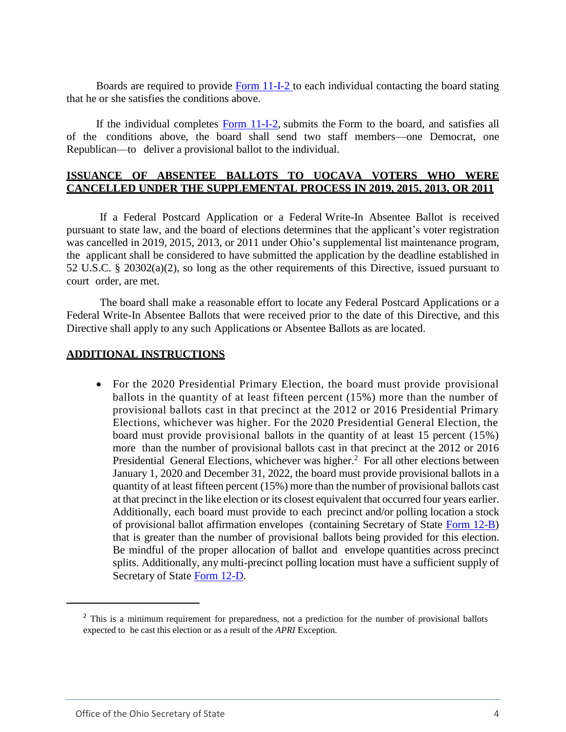Boards are required to provide [Form 11-I-2](#) to each individual contacting the board stating that he or she satisfies the conditions above.

If the individual completes [Form 11-I-2](#), submits the Form to the board, and satisfies all of the conditions above, the board shall send two staff members—one Democrat, one Republican—to deliver a provisional ballot to the individual.

## ISSUANCE OF ABSENTEE BALLOTS TO UOCAVA VOTERS WHO WERE CANCELLED UNDER THE SUPPLEMENTAL PROCESS IN 2019, 2015, 2013, OR 2011

If a Federal Postcard Application or a Federal Write-In Absentee Ballot is received pursuant to state law, and the board of elections determines that the applicant's voter registration was cancelled in 2019, 2015, 2013, or 2011 under Ohio's supplemental list maintenance program, the applicant shall be considered to have submitted the application by the deadline established in 52 U.S.C. § 20302(a)(2), so long as the other requirements of this Directive, issued pursuant to court order, are met.

The board shall make a reasonable effort to locate any Federal Postcard Applications or a Federal Write-In Absentee Ballots that were received prior to the date of this Directive, and this Directive shall apply to any such Applications or Absentee Ballots as are located.

## ADDITIONAL INSTRUCTIONS

- For the 2020 Presidential Primary Election, the board must provide provisional ballots in the quantity of at least fifteen percent (15%) more than the number of provisional ballots cast in that precinct at the 2012 or 2016 Presidential Primary Elections, whichever was higher. For the 2020 Presidential General Election, the board must provide provisional ballots in the quantity of at least 15 percent (15%) more than the number of provisional ballots cast in that precinct at the 2012 or 2016 Presidential General Elections, whichever was higher.[2] For all other elections between January 1, 2020 and December 31, 2022, the board must provide provisional ballots in a quantity of at least fifteen percent (15%) more than the number of provisional ballots cast at that precinct in the like election or its closest equivalent that occurred four years earlier. Additionally, each board must provide to each precinct and/or polling location a stock of provisional ballot affirmation envelopes (containing Secretary of State [Form 12-B](#)) that is greater than the number of provisional ballots being provided for this election. Be mindful of the proper allocation of ballot and envelope quantities across precinct splits. Additionally, any multi-precinct polling location must have a sufficient supply of Secretary of State [Form 12-D](#).

---

[2] This is a minimum requirement for preparedness, not a prediction for the number of provisional ballots expected to be cast this election or as a result of the *APRI* Exception.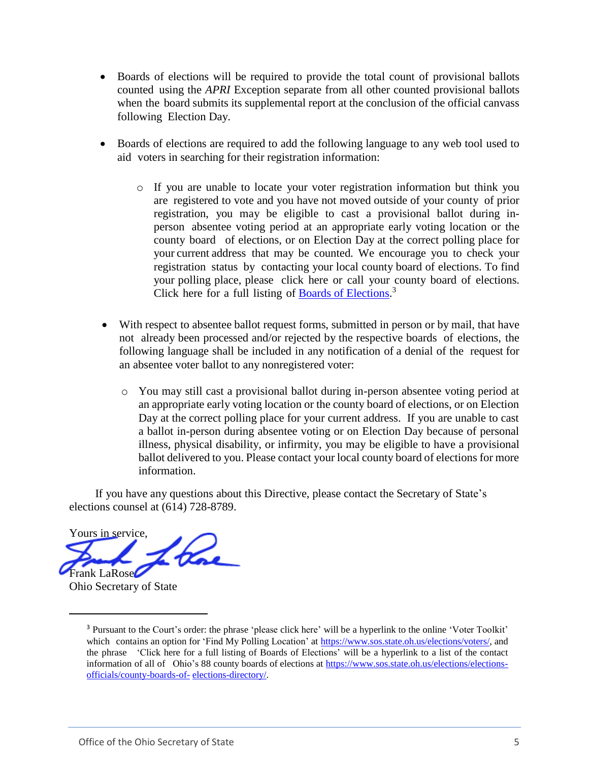- Boards of elections will be required to provide the total count of provisional ballots counted using the *APRI* Exception separate from all other counted provisional ballots when the board submits its supplemental report at the conclusion of the official canvass following Election Day.

- Boards of elections are required to add the following language to any web tool used to aid voters in searching for their registration information:

  - If you are unable to locate your voter registration information but think you are registered to vote and you have not moved outside of your county of prior registration, you may be eligible to cast a provisional ballot during in-person absentee voting period at an appropriate early voting location or the county board of elections, or on Election Day at the correct polling place for your current address that may be counted. We encourage you to check your registration status by contacting your local county board of elections. To find your polling place, please click here or call your county board of elections. Click here for a full listing of [Boards of Elections](https://www.sos.state.oh.us/elections/elections-officials/county-boards-of-elections-directory/).[3]

- With respect to absentee ballot request forms, submitted in person or by mail, that have not already been processed and/or rejected by the respective boards of elections, the following language shall be included in any notification of a denial of the request for an absentee voter ballot to any nonregistered voter:

  - You may still cast a provisional ballot during in-person absentee voting period at an appropriate early voting location or the county board of elections, or on Election Day at the correct polling place for your current address. If you are unable to cast a ballot in-person during absentee voting or on Election Day because of personal illness, physical disability, or infirmity, you may be eligible to have a provisional ballot delivered to you. Please contact your local county board of elections for more information.

If you have any questions about this Directive, please contact the Secretary of State's elections counsel at (614) 728-8789.

Yours in service,

Frank LaRose
Ohio Secretary of State

---

[3] Pursuant to the Court's order: the phrase 'please click here' will be a hyperlink to the online 'Voter Toolkit' which contains an option for 'Find My Polling Location' at https://www.sos.state.oh.us/elections/voters/, and the phrase 'Click here for a full listing of Boards of Elections' will be a hyperlink to a list of the contact information of all of Ohio's 88 county boards of elections at https://www.sos.state.oh.us/elections/elections-officials/county-boards-of- elections-directory/.